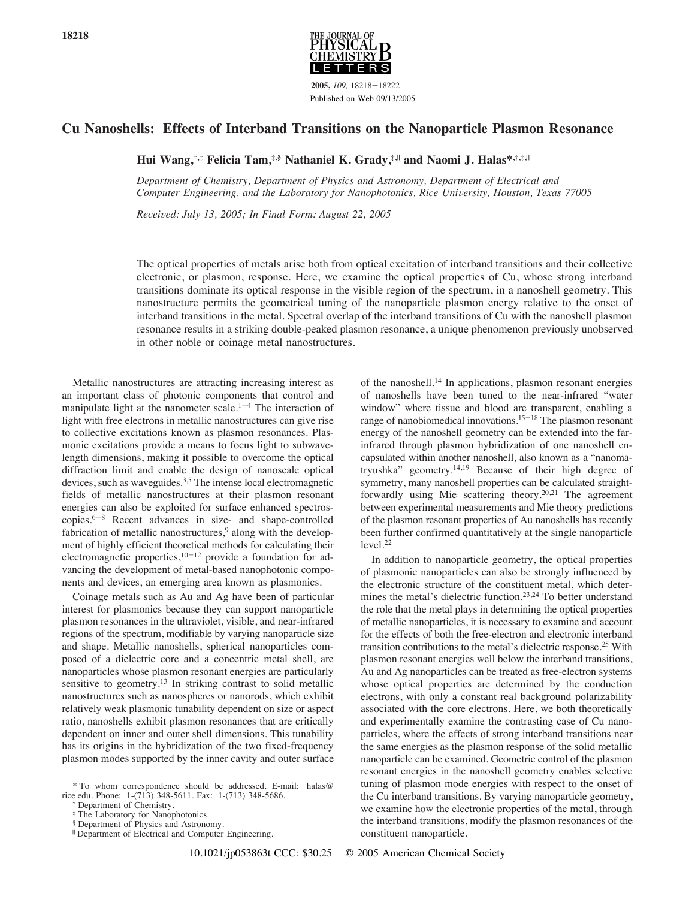# Cu Nanoshells: Effects of Interband Transitions on the Nanoparticle Plasmon Resonance

**Hui Wang,[†,‡] Felicia Tam,[‡,§] Nathaniel K. Grady,[‡,||] and Naomi J. Halas*[,†,‡,||]**

*Department of Chemistry, Department of Physics and Astronomy, Department of Electrical and Computer Engineering, and the Laboratory for Nanophotonics, Rice University, Houston, Texas 77005*

*Received: July 13, 2005; In Final Form: August 22, 2005*

The optical properties of metals arise both from optical excitation of interband transitions and their collective electronic, or plasmon, response. Here, we examine the optical properties of Cu, whose strong interband transitions dominate its optical response in the visible region of the spectrum, in a nanoshell geometry. This nanostructure permits the geometrical tuning of the nanoparticle plasmon energy relative to the onset of interband transitions in the metal. Spectral overlap of the interband transitions of Cu with the nanoshell plasmon resonance results in a striking double-peaked plasmon resonance, a unique phenomenon previously unobserved in other noble or coinage metal nanostructures.

Metallic nanostructures are attracting increasing interest as an important class of photonic components that control and manipulate light at the nanometer scale.[1−4] The interaction of light with free electrons in metallic nanostructures can give rise to collective excitations known as plasmon resonances. Plasmonic excitations provide a means to focus light to subwavelength dimensions, making it possible to overcome the optical diffraction limit and enable the design of nanoscale optical devices, such as waveguides.[3,5] The intense local electromagnetic fields of metallic nanostructures at their plasmon resonant energies can also be exploited for surface enhanced spectroscopies.[6−8] Recent advances in size- and shape-controlled fabrication of metallic nanostructures,[9] along with the development of highly efficient theoretical methods for calculating their electromagnetic properties,[10−12] provide a foundation for advancing the development of metal-based nanophotonic components and devices, an emerging area known as plasmonics.

Coinage metals such as Au and Ag have been of particular interest for plasmonics because they can support nanoparticle plasmon resonances in the ultraviolet, visible, and near-infrared regions of the spectrum, modifiable by varying nanoparticle size and shape. Metallic nanoshells, spherical nanoparticles composed of a dielectric core and a concentric metal shell, are nanoparticles whose plasmon resonant energies are particularly sensitive to geometry.[13] In striking contrast to solid metallic nanostructures such as nanospheres or nanorods, which exhibit relatively weak plasmonic tunability dependent on size or aspect ratio, nanoshells exhibit plasmon resonances that are critically dependent on inner and outer shell dimensions. This tunability has its origins in the hybridization of the two fixed-frequency plasmon modes supported by the inner cavity and outer surface of the nanoshell.[14] In applications, plasmon resonant energies of nanoshells have been tuned to the near-infrared "water window" where tissue and blood are transparent, enabling a range of nanobiomedical innovations.[15−18] The plasmon resonant energy of the nanoshell geometry can be extended into the far-infrared through plasmon hybridization of one nanoshell encapsulated within another nanoshell, also known as a "nanomatryushka" geometry.[14,19] Because of their high degree of symmetry, many nanoshell properties can be calculated straightforwardly using Mie scattering theory.[20,21] The agreement between experimental measurements and Mie theory predictions of the plasmon resonant properties of Au nanoshells has recently been further confirmed quantitatively at the single nanoparticle level.[22]

In addition to nanoparticle geometry, the optical properties of plasmonic nanoparticles can also be strongly influenced by the electronic structure of the constituent metal, which determines the metal's dielectric function.[23,24] To better understand the role that the metal plays in determining the optical properties of metallic nanoparticles, it is necessary to examine and account for the effects of both the free-electron and electronic interband transition contributions to the metal's dielectric response.[25] With plasmon resonant energies well below the interband transitions, Au and Ag nanoparticles can be treated as free-electron systems whose optical properties are determined by the conduction electrons, with only a constant real background polarizability associated with the core electrons. Here, we both theoretically and experimentally examine the contrasting case of Cu nanoparticles, where the effects of strong interband transitions near the same energies as the plasmon response of the solid metallic nanoparticle can be examined. Geometric control of the plasmon resonant energies in the nanoshell geometry enables selective tuning of plasmon mode energies with respect to the onset of the Cu interband transitions. By varying nanoparticle geometry, we examine how the electronic properties of the metal, through the interband transitions, modify the plasmon resonances of the constituent nanoparticle.

\* To whom correspondence should be addressed. E-mail: halas@rice.edu. Phone: 1-(713) 348-5611. Fax: 1-(713) 348-5686.

† Department of Chemistry.

‡ The Laboratory for Nanophotonics.

§ Department of Physics and Astronomy.

|| Department of Electrical and Computer Engineering.

10.1021/jp053863t CCC: $30.25 © 2005 American Chemical Society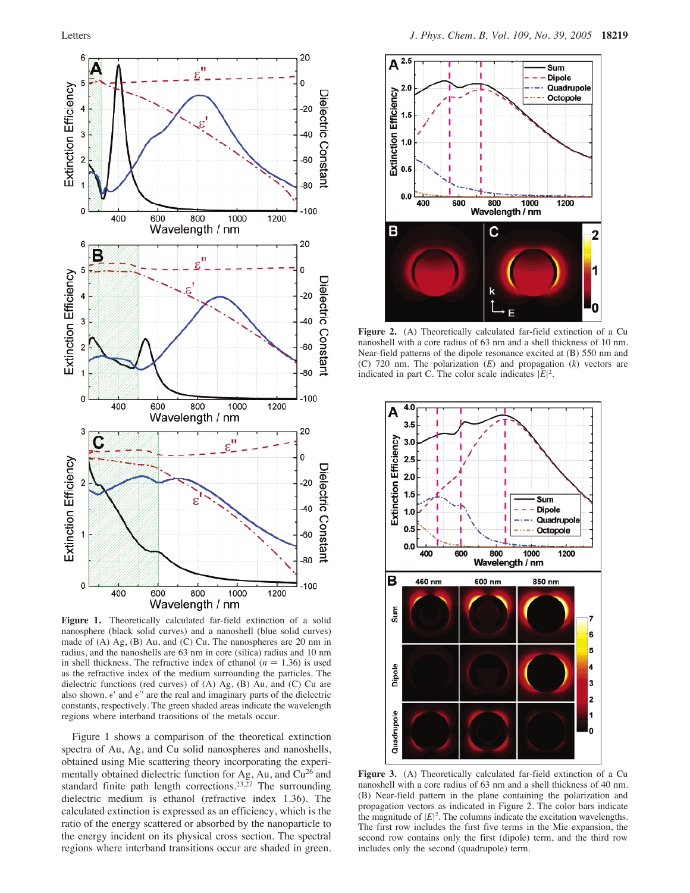**Figure 1.** Theoretically calculated far-field extinction of a solid nanosphere (black solid curves) and a nanoshell (blue solid curves) made of (A) Ag, (B) Au, and (C) Cu. The nanospheres are 20 nm in radius, and the nanoshells are 63 nm in core (silica) radius and 10 nm in shell thickness. The refractive index of ethanol ($n = 1.36$) is used as the refractive index of the medium surrounding the particles. The dielectric functions (red curves) of (A) Ag, (B) Au, and (C) Cu are also shown. $\epsilon'$ and $\epsilon''$ are the real and imaginary parts of the dielectric constants, respectively. The green shaded areas indicate the wavelength regions where interband transitions of the metals occur.

Figure 1 shows a comparison of the theoretical extinction spectra of Au, Ag, and Cu solid nanospheres and nanoshells, obtained using Mie scattering theory incorporating the experimentally obtained dielectric function for Ag, Au, and Cu[26] and standard finite path length corrections.[23,27] The surrounding dielectric medium is ethanol (refractive index 1.36). The calculated extinction is expressed as an efficiency, which is the ratio of the energy scattered or absorbed by the nanoparticle to the energy incident on its physical cross section. The spectral regions where interband transitions occur are shaded in green.

**Figure 2.** (A) Theoretically calculated far-field extinction of a Cu nanoshell with a core radius of 63 nm and a shell thickness of 10 nm. Near-field patterns of the dipole resonance excited at (B) 550 nm and (C) 720 nm. The polarization ($E$) and propagation ($k$) vectors are indicated in part C. The color scale indicates $|E|^2$.

**Figure 3.** (A) Theoretically calculated far-field extinction of a Cu nanoshell with a core radius of 63 nm and a shell thickness of 40 nm. (B) Near-field pattern in the plane containing the polarization and propagation vectors as indicated in Figure 2. The color bars indicate the magnitude of $|E|^2$. The columns indicate the excitation wavelengths. The first row includes the first five terms in the Mie expansion, the second row contains only the first (dipole) term, and the third row includes only the second (quadrupole) term.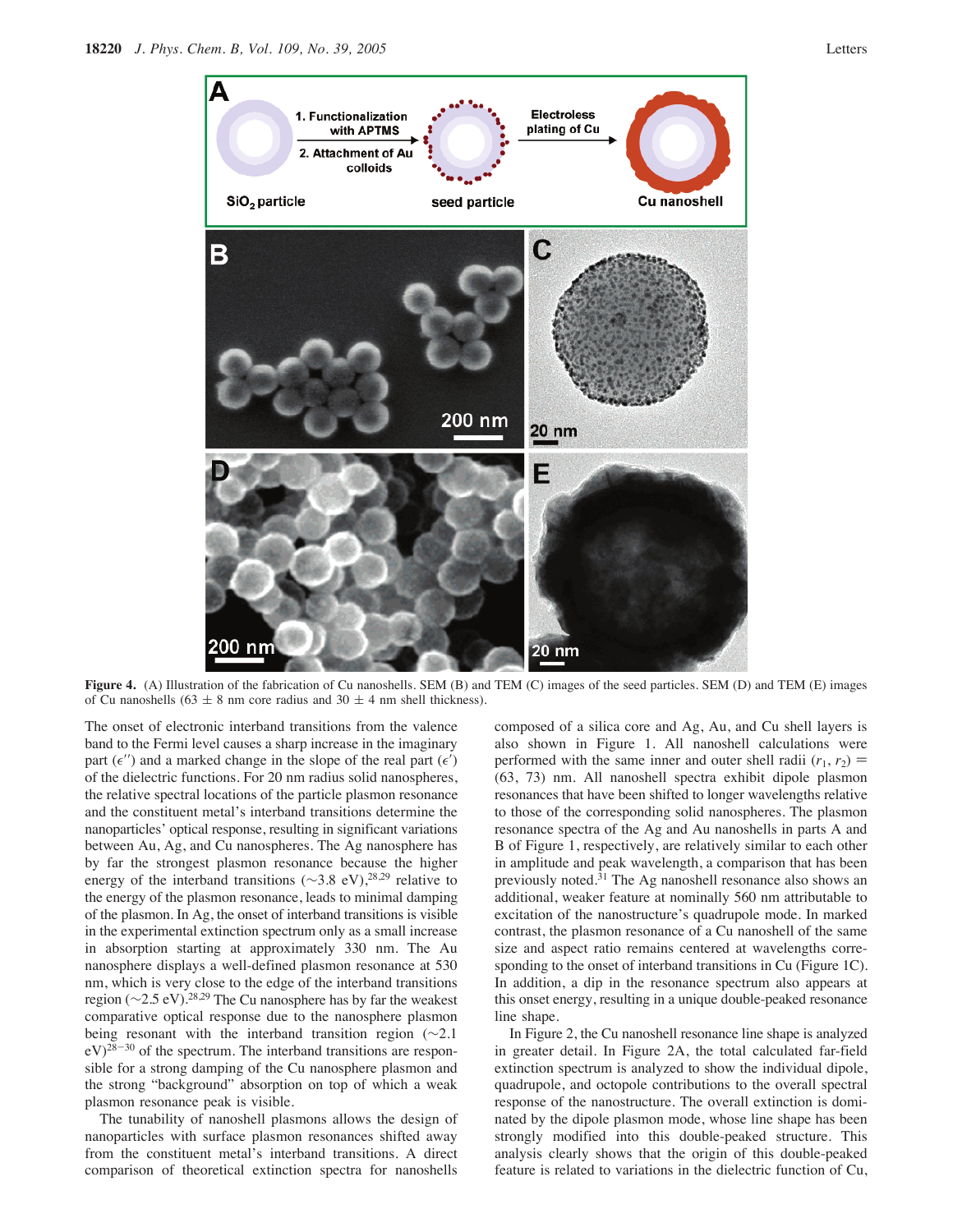**Figure 4.** (A) Illustration of the fabrication of Cu nanoshells. SEM (B) and TEM (C) images of the seed particles. SEM (D) and TEM (E) images of Cu nanoshells (63 ± 8 nm core radius and 30 ± 4 nm shell thickness).

The onset of electronic interband transitions from the valence band to the Fermi level causes a sharp increase in the imaginary part ($\epsilon''$) and a marked change in the slope of the real part ($\epsilon'$) of the dielectric functions. For 20 nm radius solid nanospheres, the relative spectral locations of the particle plasmon resonance and the constituent metal's interband transitions determine the nanoparticles' optical response, resulting in significant variations between Au, Ag, and Cu nanospheres. The Ag nanosphere has by far the strongest plasmon resonance because the higher energy of the interband transitions (~3.8 eV),[28,29] relative to the energy of the plasmon resonance, leads to minimal damping of the plasmon. In Ag, the onset of interband transitions is visible in the experimental extinction spectrum only as a small increase in absorption starting at approximately 330 nm. The Au nanosphere displays a well-defined plasmon resonance at 530 nm, which is very close to the edge of the interband transitions region (~2.5 eV).[28,29] The Cu nanosphere has by far the weakest comparative optical response due to the nanosphere plasmon being resonant with the interband transition region (~2.1 eV)[28–30] of the spectrum. The interband transitions are responsible for a strong damping of the Cu nanosphere plasmon and the strong "background" absorption on top of which a weak plasmon resonance peak is visible.

The tunability of nanoshell plasmons allows the design of nanoparticles with surface plasmon resonances shifted away from the constituent metal's interband transitions. A direct comparison of theoretical extinction spectra for nanoshells composed of a silica core and Ag, Au, and Cu shell layers is also shown in Figure 1. All nanoshell calculations were performed with the same inner and outer shell radii ($r_1$, $r_2$) = (63, 73) nm. All nanoshell spectra exhibit dipole plasmon resonances that have been shifted to longer wavelengths relative to those of the corresponding solid nanospheres. The plasmon resonance spectra of the Ag and Au nanoshells in parts A and B of Figure 1, respectively, are relatively similar to each other in amplitude and peak wavelength, a comparison that has been previously noted.[31] The Ag nanoshell resonance also shows an additional, weaker feature at nominally 560 nm attributable to excitation of the nanostructure's quadrupole mode. In marked contrast, the plasmon resonance of a Cu nanoshell of the same size and aspect ratio remains centered at wavelengths corresponding to the onset of interband transitions in Cu (Figure 1C). In addition, a dip in the resonance spectrum also appears at this onset energy, resulting in a unique double-peaked resonance line shape.

In Figure 2, the Cu nanoshell resonance line shape is analyzed in greater detail. In Figure 2A, the total calculated far-field extinction spectrum is analyzed to show the individual dipole, quadrupole, and octopole contributions to the overall spectral response of the nanostructure. The overall extinction is dominated by the dipole plasmon mode, whose line shape has been strongly modified into this double-peaked structure. This analysis clearly shows that the origin of this double-peaked feature is related to variations in the dielectric function of Cu,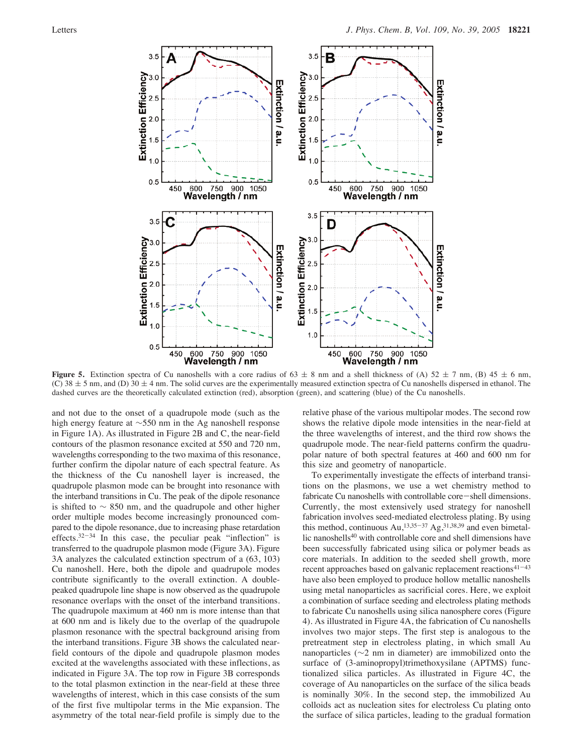**Figure 5.** Extinction spectra of Cu nanoshells with a core radius of 63 ± 8 nm and a shell thickness of (A) 52 ± 7 nm, (B) 45 ± 6 nm, (C) 38 ± 5 nm, and (D) 30 ± 4 nm. The solid curves are the experimentally measured extinction spectra of Cu nanoshells dispersed in ethanol. The dashed curves are the theoretically calculated extinction (red), absorption (green), and scattering (blue) of the Cu nanoshells.

and not due to the onset of a quadrupole mode (such as the high energy feature at ~550 nm in the Ag nanoshell response in Figure 1A). As illustrated in Figure 2B and C, the near-field contours of the plasmon resonance excited at 550 and 720 nm, wavelengths corresponding to the two maxima of this resonance, further confirm the dipolar nature of each spectral feature. As the thickness of the Cu nanoshell layer is increased, the quadrupole plasmon mode can be brought into resonance with the interband transitions in Cu. The peak of the dipole resonance is shifted to ~ 850 nm, and the quadrupole and other higher order multiple modes become increasingly pronounced compared to the dipole resonance, due to increasing phase retardation effects.[32-34] In this case, the peculiar peak "inflection" is transferred to the quadrupole plasmon mode (Figure 3A). Figure 3A analyzes the calculated extinction spectrum of a (63, 103) Cu nanoshell. Here, both the dipole and quadrupole modes contribute significantly to the overall extinction. A double-peaked quadrupole line shape is now observed as the quadrupole resonance overlaps with the onset of the interband transitions. The quadrupole maximum at 460 nm is more intense than that at 600 nm and is likely due to the overlap of the quadrupole plasmon resonance with the spectral background arising from the interband transitions. Figure 3B shows the calculated near-field contours of the dipole and quadrupole plasmon modes excited at the wavelengths associated with these inflections, as indicated in Figure 3A. The top row in Figure 3B corresponds to the total plasmon extinction in the near-field at these three wavelengths of interest, which in this case consists of the sum of the first five multipolar terms in the Mie expansion. The asymmetry of the total near-field profile is simply due to the relative phase of the various multipolar modes. The second row shows the relative dipole mode intensities in the near-field at the three wavelengths of interest, and the third row shows the quadrupole mode. The near-field patterns confirm the quadrupolar nature of both spectral features at 460 and 600 nm for this size and geometry of nanoparticle.

To experimentally investigate the effects of interband transitions on the plasmons, we use a wet chemistry method to fabricate Cu nanoshells with controllable core–shell dimensions. Currently, the most extensively used strategy for nanoshell fabrication involves seed-mediated electroless plating. By using this method, continuous Au,[13,35-37] Ag,[31,38,39] and even bimetallic nanoshells[40] with controllable core and shell dimensions have been successfully fabricated using silica or polymer beads as core materials. In addition to the seeded shell growth, more recent approaches based on galvanic replacement reactions[41-43] have also been employed to produce hollow metallic nanoshells using metal nanoparticles as sacrificial cores. Here, we exploit a combination of surface seeding and electroless plating methods to fabricate Cu nanoshells using silica nanosphere cores (Figure 4). As illustrated in Figure 4A, the fabrication of Cu nanoshells involves two major steps. The first step is analogous to the pretreatment step in electroless plating, in which small Au nanoparticles (~2 nm in diameter) are immobilized onto the surface of (3-aminopropyl)trimethoxysilane (APTMS) functionalized silica particles. As illustrated in Figure 4C, the coverage of Au nanoparticles on the surface of the silica beads is nominally 30%. In the second step, the immobilized Au colloids act as nucleation sites for electroless Cu plating onto the surface of silica particles, leading to the gradual formation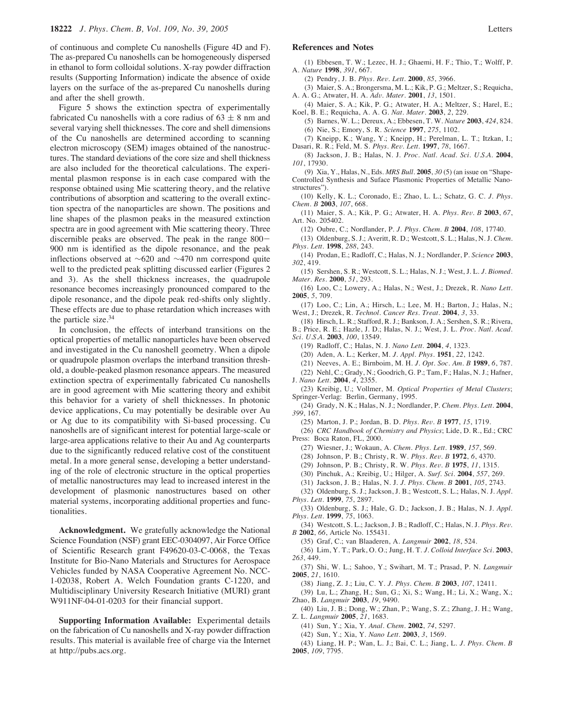of continuous and complete Cu nanoshells (Figure 4D and F). The as-prepared Cu nanoshells can be homogeneously dispersed in ethanol to form colloidal solutions. X-ray powder diffraction results (Supporting Information) indicate the absence of oxide layers on the surface of the as-prepared Cu nanoshells during and after the shell growth.

Figure 5 shows the extinction spectra of experimentally fabricated Cu nanoshells with a core radius of $63 \pm 8$ nm and several varying shell thicknesses. The core and shell dimensions of the Cu nanoshells are determined according to scanning electron microscopy (SEM) images obtained of the nanostructures. The standard deviations of the core size and shell thickness are also included for the theoretical calculations. The experimental plasmon response is in each case compared with the response obtained using Mie scattering theory, and the relative contributions of absorption and scattering to the overall extinction spectra of the nanoparticles are shown. The positions and line shapes of the plasmon peaks in the measured extinction spectra are in good agreement with Mie scattering theory. Three discernible peaks are observed. The peak in the range 800–900 nm is identified as the dipole resonance, and the peak inflections observed at ~620 and ~470 nm correspond quite well to the predicted peak splitting discussed earlier (Figures 2 and 3). As the shell thickness increases, the quadrupole resonance becomes increasingly pronounced compared to the dipole resonance, and the dipole peak red-shifts only slightly. These effects are due to phase retardation which increases with the particle size.[34]

In conclusion, the effects of interband transitions on the optical properties of metallic nanoparticles have been observed and investigated in the Cu nanoshell geometry. When a dipole or quadrupole plasmon overlaps the interband transition threshold, a double-peaked plasmon resonance appears. The measured extinction spectra of experimentally fabricated Cu nanoshells are in good agreement with Mie scattering theory and exhibit this behavior for a variety of shell thicknesses. In photonic device applications, Cu may potentially be desirable over Au or Ag due to its compatibility with Si-based processing. Cu nanoshells are of significant interest for potential large-scale or large-area applications relative to their Au and Ag counterparts due to the significantly reduced relative cost of the constituent metal. In a more general sense, developing a better understanding of the role of electronic structure in the optical properties of metallic nanostructures may lead to increased interest in the development of plasmonic nanostructures based on other material systems, incorporating additional properties and functionalities.

**Acknowledgment.** We gratefully acknowledge the National Science Foundation (NSF) grant EEC-0304097, Air Force Office of Scientific Research grant F49620-03-C-0068, the Texas Institute for Bio-Nano Materials and Structures for Aerospace Vehicles funded by NASA Cooperative Agreement No. NCC-1-02038, Robert A. Welch Foundation grants C-1220, and Multidisciplinary University Research Initiative (MURI) grant W911NF-04-01-0203 for their financial support.

**Supporting Information Available:** Experimental details on the fabrication of Cu nanoshells and X-ray powder diffraction results. This material is available free of charge via the Internet at http://pubs.acs.org.

## References and Notes

(1) Ebbesen, T. W.; Lezec, H. J.; Ghaemi, H. F.; Thio, T.; Wolff, P. A. *Nature* **1998**, *391*, 667.

(2) Pendry, J. B. *Phys. Rev. Lett.* **2000**, *85*, 3966.

(3) Maier, S. A.; Brongersma, M. L.; Kik, P. G.; Meltzer, S.; Requicha, A. A. G.; Atwater, H. A. *Adv. Mater.* **2001**, *13*, 1501.

(4) Maier, S. A.; Kik, P. G.; Atwater, H. A.; Meltzer, S.; Harel, E.; Koel, B. E.; Requicha, A. A. G. *Nat. Mater.* **2003**, *2*, 229.

(5) Barnes, W. L.; Dereux, A.; Ebbesen, T. W. *Nature* **2003**, *424*, 824.

(6) Nie, S.; Emory, S. R. *Science* **1997**, *275*, 1102.

(7) Kneipp, K.; Wang, Y.; Kneipp, H.; Perelman, L. T.; Itzkan, I.; Dasari, R. R.; Feld, M. S. *Phys. Rev. Lett.* **1997**, *78*, 1667.

(8) Jackson, J. B.; Halas, N. J. *Proc. Natl. Acad. Sci. U.S.A.* **2004**, *101*, 17930.

(9) Xia, Y., Halas, N., Eds. *MRS Bull.* **2005**, *30* (5) (an issue on "Shape-Controlled Synthesis and Suface Plasmonic Properties of Metallic Nanostructures").

(10) Kelly, K. L.; Coronado, E.; Zhao, L. L.; Schatz, G. C. *J. Phys. Chem. B* **2003**, *107*, 668.

(11) Maier, S. A.; Kik, P. G.; Atwater, H. A. *Phys. Rev. B* **2003**, *67*, Art. No. 205402.

(12) Oubre, C.; Nordlander, P. *J. Phys. Chem. B* **2004**, *108*, 17740.

(13) Oldenburg, S. J.; Averitt, R. D.; Westcott, S. L.; Halas, N. J. *Chem. Phys. Lett.* **1998**, *288*, 243.

(14) Prodan, E.; Radloff, C.; Halas, N. J.; Nordlander, P. *Science* **2003**, *302*, 419.

(15) Sershen, S. R.; Westcott, S. L.; Halas, N. J.; West, J. L. *J. Biomed. Mater. Res.* **2000**, *51*, 293.

(16) Loo, C.; Lowery, A.; Halas, N.; West, J.; Drezek, R. *Nano Lett.* **2005**, *5*, 709.

(17) Loo, C.; Lin, A.; Hirsch, L.; Lee, M. H.; Barton, J.; Halas, N.; West, J.; Drezek, R. *Technol. Cancer Res. Treat.* **2004**, *3*, 33.

(18) Hirsch, L. R.; Stafford, R. J.; Bankson, J. A.; Sershen, S. R.; Rivera, B.; Price, R. E.; Hazle, J. D.; Halas, N. J.; West, J. L. *Proc. Natl. Acad. Sci. U.S.A.* **2003**, *100*, 13549.

(19) Radloff, C.; Halas, N. J. *Nano Lett.* **2004**, *4*, 1323.

(20) Aden, A. L.; Kerker, M. *J. Appl. Phys.* **1951**, *22*, 1242.

(21) Neeves, A. E.; Birnboim, M. H. *J. Opt. Soc. Am. B* **1989**, *6*, 787.

(22) Nehl, C.; Grady, N.; Goodrich, G. P.; Tam, F.; Halas, N. J.; Hafner, J. *Nano Lett.* **2004**, *4*, 2355.

(23) Kreibig, U.; Vollmer, M. *Optical Properties of Metal Clusters*; Springer-Verlag: Berlin, Germany, 1995.

(24) Grady, N. K.; Halas, N. J.; Nordlander, P. *Chem. Phys. Lett.* **2004**, *399*, 167.

(25) Marton, J. P.; Jordan, B. D. *Phys. Rev. B* **1977**, *15*, 1719.

(26) *CRC Handbook of Chemistry and Physics*; Lide, D. R., Ed.; CRC Press: Boca Raton, FL, 2000.

(27) Wiesner, J.; Wokaun, A. *Chem. Phys. Lett.* **1989**, *157*, 569.

(28) Johnson, P. B.; Christy, R. W. *Phys. Rev. B* **1972**, *6*, 4370.

(29) Johnson, P. B.; Christy, R. W. *Phys. Rev. B* **1975**, *11*, 1315.

(30) Pinchuk, A.; Kreibig, U.; Hilger, A. *Surf. Sci.* **2004**, *557*, 269.

(31) Jackson, J. B.; Halas, N. J. *J. Phys. Chem. B* **2001**, *105*, 2743.

(32) Oldenburg, S. J.; Jackson, J. B.; Westcott, S. L.; Halas, N. J. *Appl. Phys. Lett.* **1999**, *75*, 2897.

(33) Oldenburg, S. J.; Hale, G. D.; Jackson, J. B.; Halas, N. J. *Appl. Phys. Lett.* **1999**, *75*, 1063.

(34) Westcott, S. L.; Jackson, J. B.; Radloff, C.; Halas, N. J. *Phys. Rev. B* **2002**, *66*, Article No. 155431.

(35) Graf, C.; van Blaaderen, A. *Langmuir* **2002**, *18*, 524.

(36) Lim, Y. T.; Park, O. O.; Jung, H. T. *J. Colloid Interface Sci.* **2003**, *263*, 449.

(37) Shi, W. L.; Sahoo, Y.; Swihart, M. T.; Prasad, P. N. *Langmuir* **2005**, *21*, 1610.

(38) Jiang, Z. J.; Liu, C. Y. *J. Phys. Chem. B* **2003**, *107*, 12411.

(39) Lu, L.; Zhang, H.; Sun, G.; Xi, S.; Wang, H.; Li, X.; Wang, X.; Zhao, B. *Langmuir* **2003**, *19*, 9490.

(40) Liu, J. B.; Dong, W.; Zhan, P.; Wang, S. Z.; Zhang, J. H.; Wang, Z. L. *Langmuir* **2005**, *21*, 1683.

(41) Sun, Y.; Xia, Y. *Anal. Chem.* **2002**, *74*, 5297.

(42) Sun, Y.; Xia, Y. *Nano Lett.* **2003**, *3*, 1569.

(43) Liang, H. P.; Wan, L. J.; Bai, C. L.; Jiang, L. *J. Phys. Chem. B* **2005**, *109*, 7795.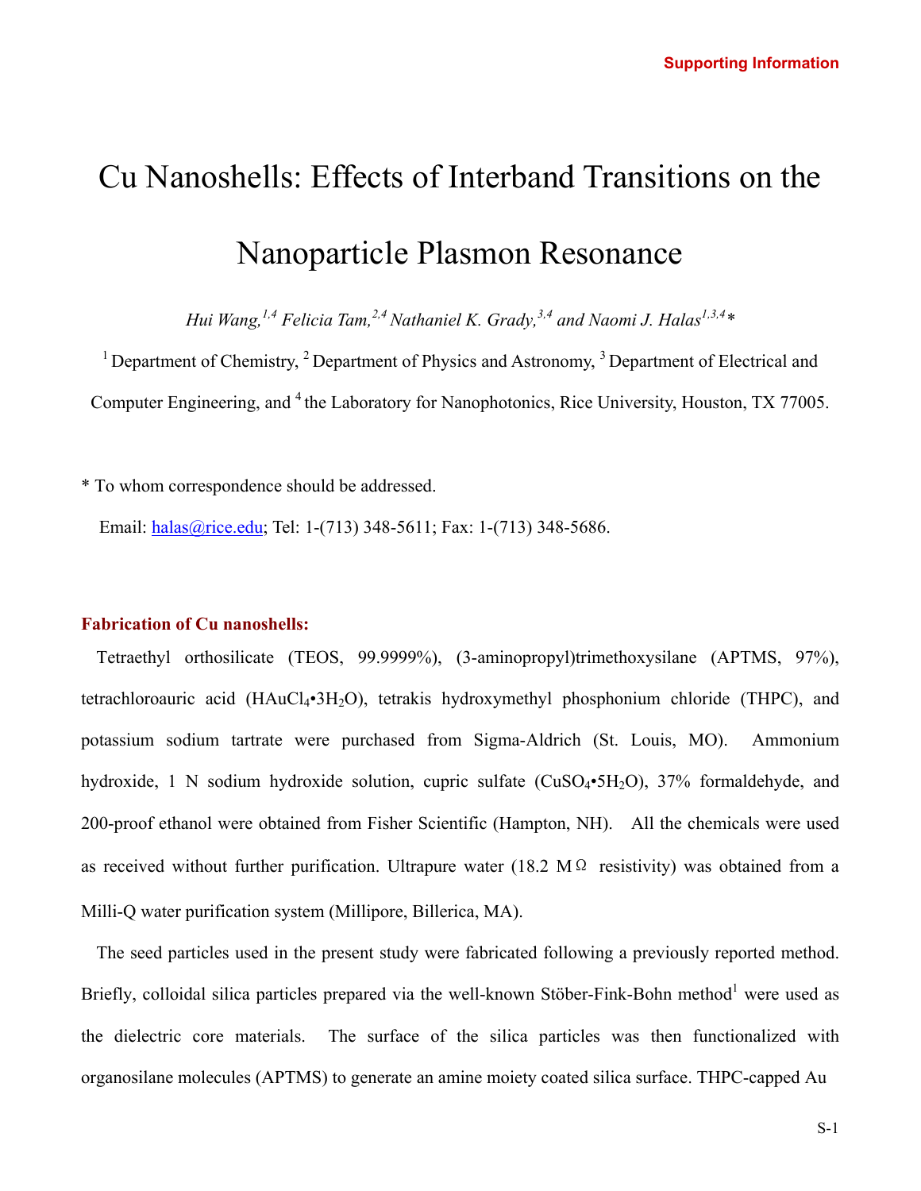Supporting Information

# Cu Nanoshells: Effects of Interband Transitions on the Nanoparticle Plasmon Resonance

*Hui Wang,[1,4] Felicia Tam,[2,4] Nathaniel K. Grady,[3,4] and Naomi J. Halas[1,3,4]**

[1] Department of Chemistry, [2] Department of Physics and Astronomy, [3] Department of Electrical and Computer Engineering, and [4] the Laboratory for Nanophotonics, Rice University, Houston, TX 77005.

\* To whom correspondence should be addressed.

Email: halas@rice.edu; Tel: 1-(713) 348-5611; Fax: 1-(713) 348-5686.

## Fabrication of Cu nanoshells:

Tetraethyl orthosilicate (TEOS, 99.9999%), (3-aminopropyl)trimethoxysilane (APTMS, 97%), tetrachloroauric acid ($HAuCl_4 \cdot 3H_2O$), tetrakis hydroxymethyl phosphonium chloride (THPC), and potassium sodium tartrate were purchased from Sigma-Aldrich (St. Louis, MO). Ammonium hydroxide, 1 N sodium hydroxide solution, cupric sulfate ($CuSO_4 \cdot 5H_2O$), 37% formaldehyde, and 200-proof ethanol were obtained from Fisher Scientific (Hampton, NH). All the chemicals were used as received without further purification. Ultrapure water (18.2 MΩ resistivity) was obtained from a Milli-Q water purification system (Millipore, Billerica, MA).

The seed particles used in the present study were fabricated following a previously reported method. Briefly, colloidal silica particles prepared via the well-known Stöber-Fink-Bohn method[1] were used as the dielectric core materials. The surface of the silica particles was then functionalized with organosilane molecules (APTMS) to generate an amine moiety coated silica surface. THPC-capped Au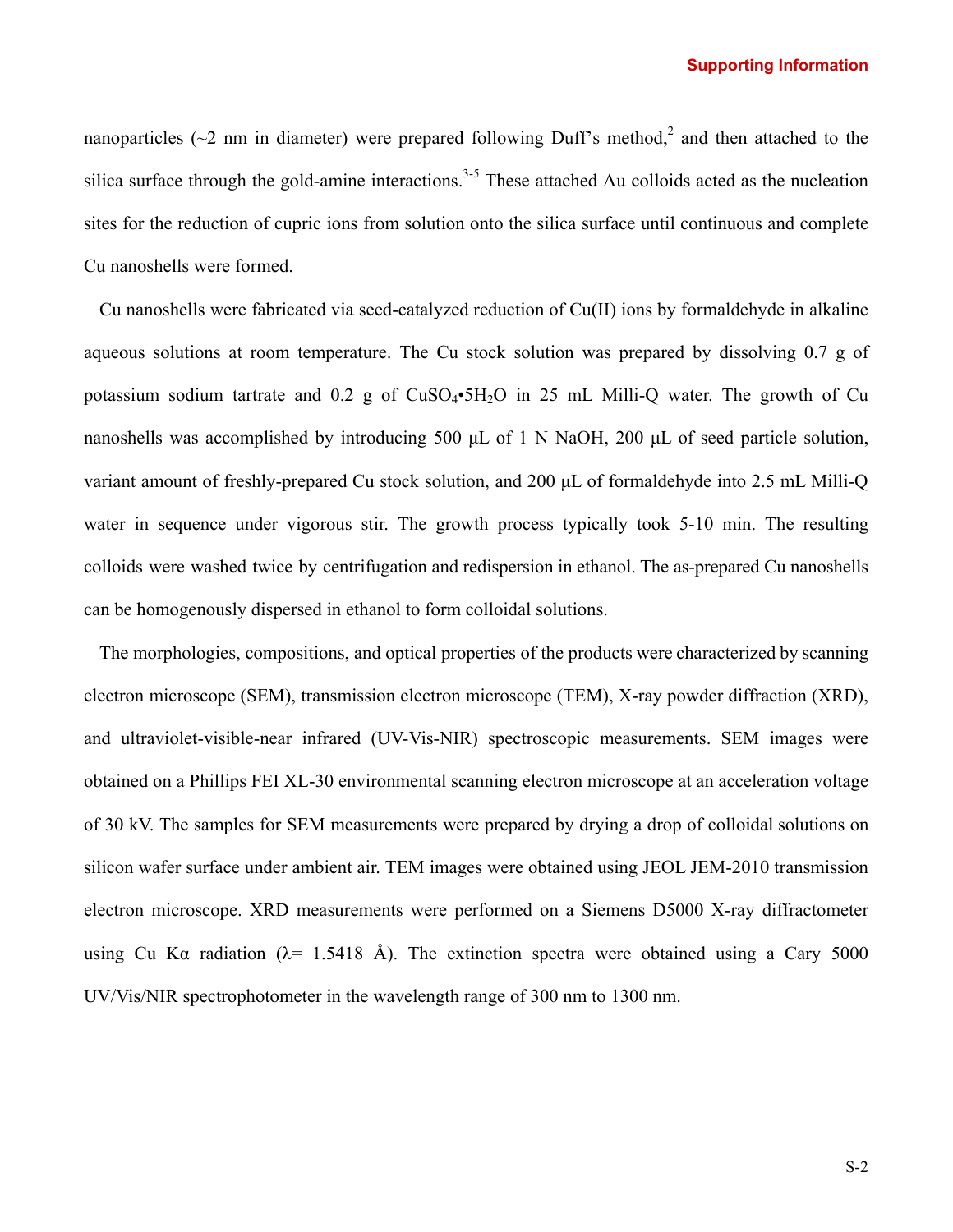nanoparticles (~2 nm in diameter) were prepared following Duff's method,[2] and then attached to the silica surface through the gold-amine interactions.[3-5] These attached Au colloids acted as the nucleation sites for the reduction of cupric ions from solution onto the silica surface until continuous and complete Cu nanoshells were formed.

Cu nanoshells were fabricated via seed-catalyzed reduction of Cu(II) ions by formaldehyde in alkaline aqueous solutions at room temperature. The Cu stock solution was prepared by dissolving 0.7 g of potassium sodium tartrate and 0.2 g of $CuSO_4 \cdot 5H_2O$ in 25 mL Milli-Q water. The growth of Cu nanoshells was accomplished by introducing 500 μL of 1 N NaOH, 200 μL of seed particle solution, variant amount of freshly-prepared Cu stock solution, and 200 μL of formaldehyde into 2.5 mL Milli-Q water in sequence under vigorous stir. The growth process typically took 5-10 min. The resulting colloids were washed twice by centrifugation and redispersion in ethanol. The as-prepared Cu nanoshells can be homogenously dispersed in ethanol to form colloidal solutions.

The morphologies, compositions, and optical properties of the products were characterized by scanning electron microscope (SEM), transmission electron microscope (TEM), X-ray powder diffraction (XRD), and ultraviolet-visible-near infrared (UV-Vis-NIR) spectroscopic measurements. SEM images were obtained on a Phillips FEI XL-30 environmental scanning electron microscope at an acceleration voltage of 30 kV. The samples for SEM measurements were prepared by drying a drop of colloidal solutions on silicon wafer surface under ambient air. TEM images were obtained using JEOL JEM-2010 transmission electron microscope. XRD measurements were performed on a Siemens D5000 X-ray diffractometer using Cu Kα radiation (λ= 1.5418 Å). The extinction spectra were obtained using a Cary 5000 UV/Vis/NIR spectrophotometer in the wavelength range of 300 nm to 1300 nm.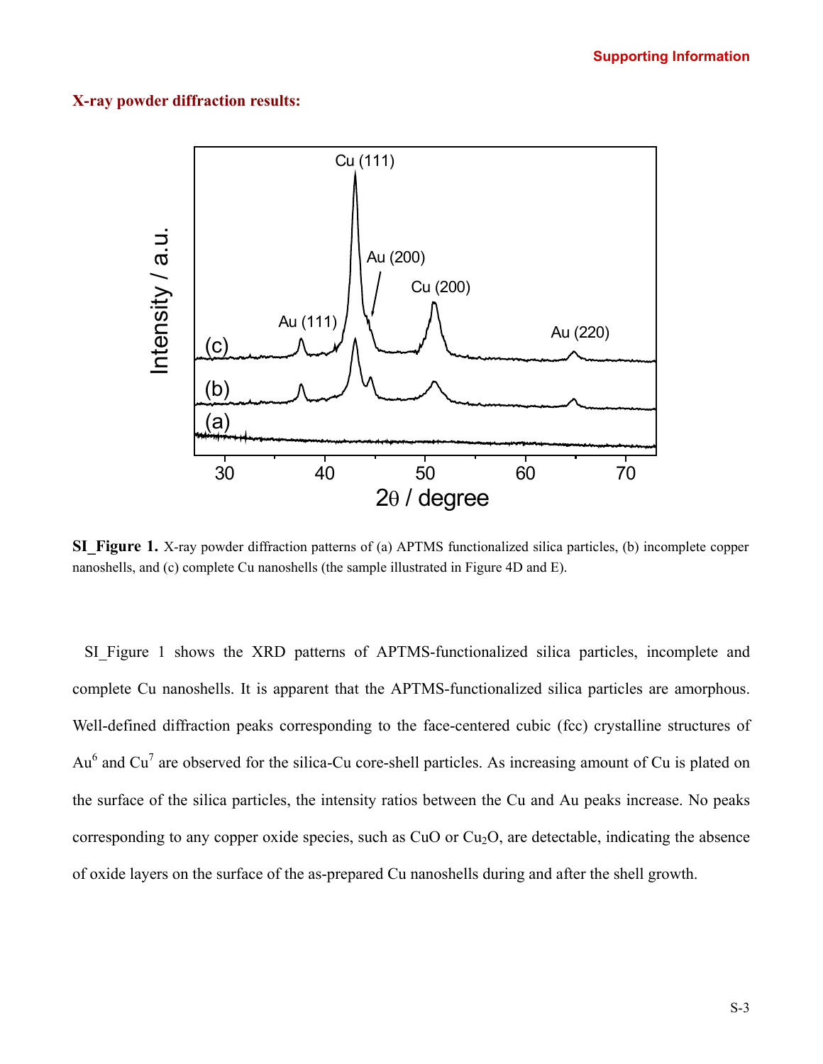## X-ray powder diffraction results:

**SI_Figure 1.** X-ray powder diffraction patterns of (a) APTMS functionalized silica particles, (b) incomplete copper nanoshells, and (c) complete Cu nanoshells (the sample illustrated in Figure 4D and E).

SI_Figure 1 shows the XRD patterns of APTMS-functionalized silica particles, incomplete and complete Cu nanoshells. It is apparent that the APTMS-functionalized silica particles are amorphous. Well-defined diffraction peaks corresponding to the face-centered cubic (fcc) crystalline structures of Au[6] and Cu[7] are observed for the silica-Cu core-shell particles. As increasing amount of Cu is plated on the surface of the silica particles, the intensity ratios between the Cu and Au peaks increase. No peaks corresponding to any copper oxide species, such as CuO or $Cu_2O$, are detectable, indicating the absence of oxide layers on the surface of the as-prepared Cu nanoshells during and after the shell growth.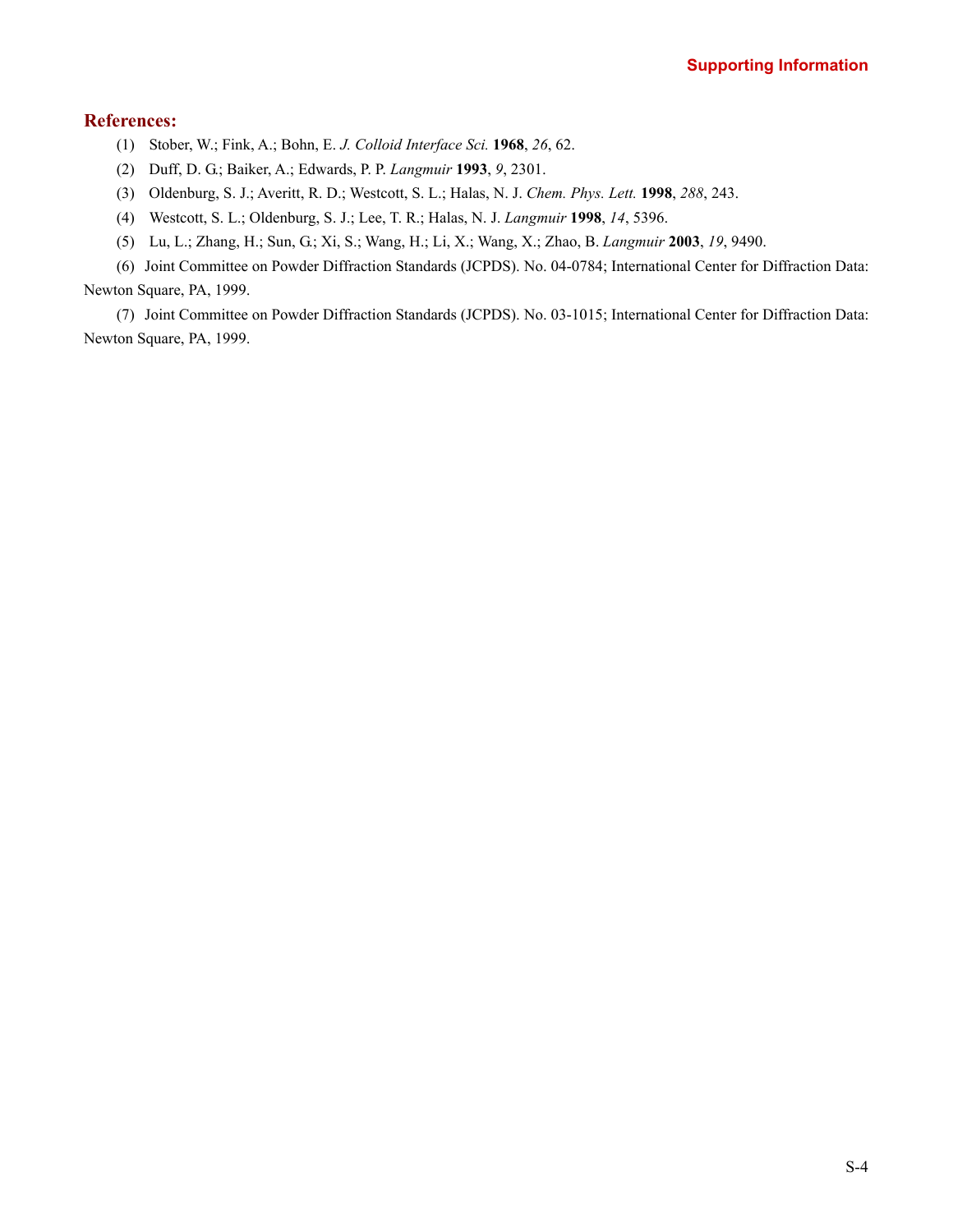## References:

(1) Stober, W.; Fink, A.; Bohn, E. *J. Colloid Interface Sci.* **1968**, *26*, 62.

(2) Duff, D. G.; Baiker, A.; Edwards, P. P. *Langmuir* **1993**, *9*, 2301.

(3) Oldenburg, S. J.; Averitt, R. D.; Westcott, S. L.; Halas, N. J. *Chem. Phys. Lett.* **1998**, *288*, 243.

(4) Westcott, S. L.; Oldenburg, S. J.; Lee, T. R.; Halas, N. J. *Langmuir* **1998**, *14*, 5396.

(5) Lu, L.; Zhang, H.; Sun, G.; Xi, S.; Wang, H.; Li, X.; Wang, X.; Zhao, B. *Langmuir* **2003**, *19*, 9490.

(6) Joint Committee on Powder Diffraction Standards (JCPDS). No. 04-0784; International Center for Diffraction Data: Newton Square, PA, 1999.

(7) Joint Committee on Powder Diffraction Standards (JCPDS). No. 03-1015; International Center for Diffraction Data: Newton Square, PA, 1999.